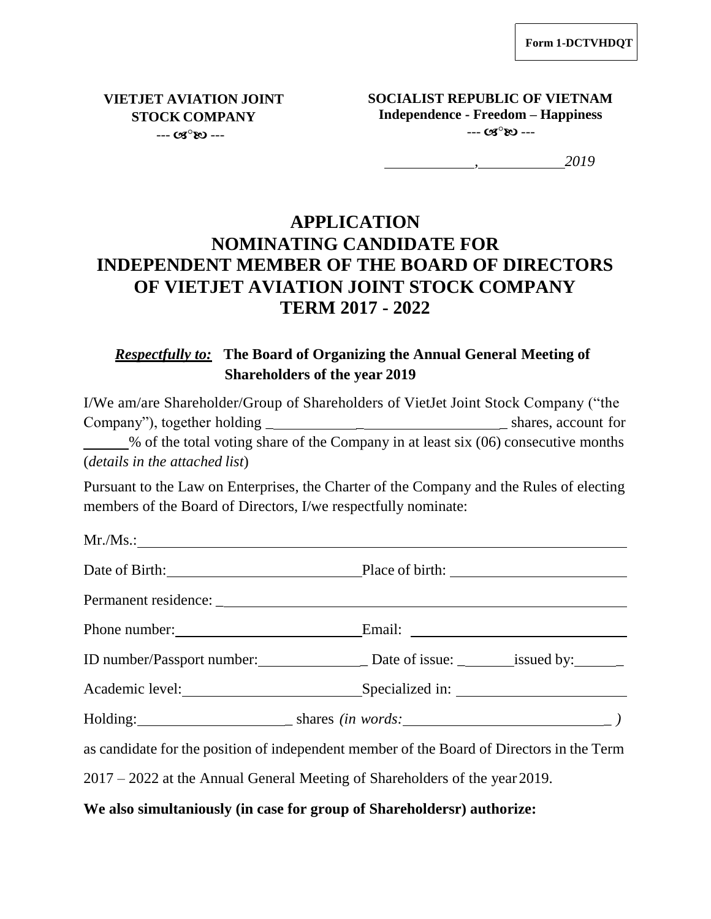**Form 1-DCTVHDQT**

**VIETJET AVIATION JOINT STOCK COMPANY**
--- cs°so ---

**SOCIALIST REPUBLIC OF VIETNAM**
**Independence - Freedom – Happiness**
--- cs°so ---

*____________, ___________2019*

# APPLICATION
# NOMINATING CANDIDATE FOR INDEPENDENT MEMBER OF THE BOARD OF DIRECTORS OF VIETJET AVIATION JOINT STOCK COMPANY TERM 2017 - 2022

***Respectfully to:*** **The Board of Organizing the Annual General Meeting of Shareholders of the year 2019**

I/We am/are Shareholder/Group of Shareholders of VietJet Joint Stock Company (“the Company”), together holding ______________________________ shares, account for ______% of the total voting share of the Company in at least six (06) consecutive months (*details in the attached list*)

Pursuant to the Law on Enterprises, the Charter of the Company and the Rules of electing members of the Board of Directors, I/we respectfully nominate:

Mr./Ms.:_____________________________________________________________

Date of Birth:__________________________ Place of birth: _______________________

Permanent residence: ________________________________________________________

Phone number:__________________________ Email: ____________________________

ID number/Passport number:_______________ Date of issue: ________issued by:______

Academic level:________________________ Specialized in: _______________________

Holding:_____________________ shares *(in words:____________________________ )*

as candidate for the position of independent member of the Board of Directors in the Term 2017 – 2022 at the Annual General Meeting of Shareholders of the year 2019.

**We also simultaniously (in case for group of Shareholdersr) authorize:**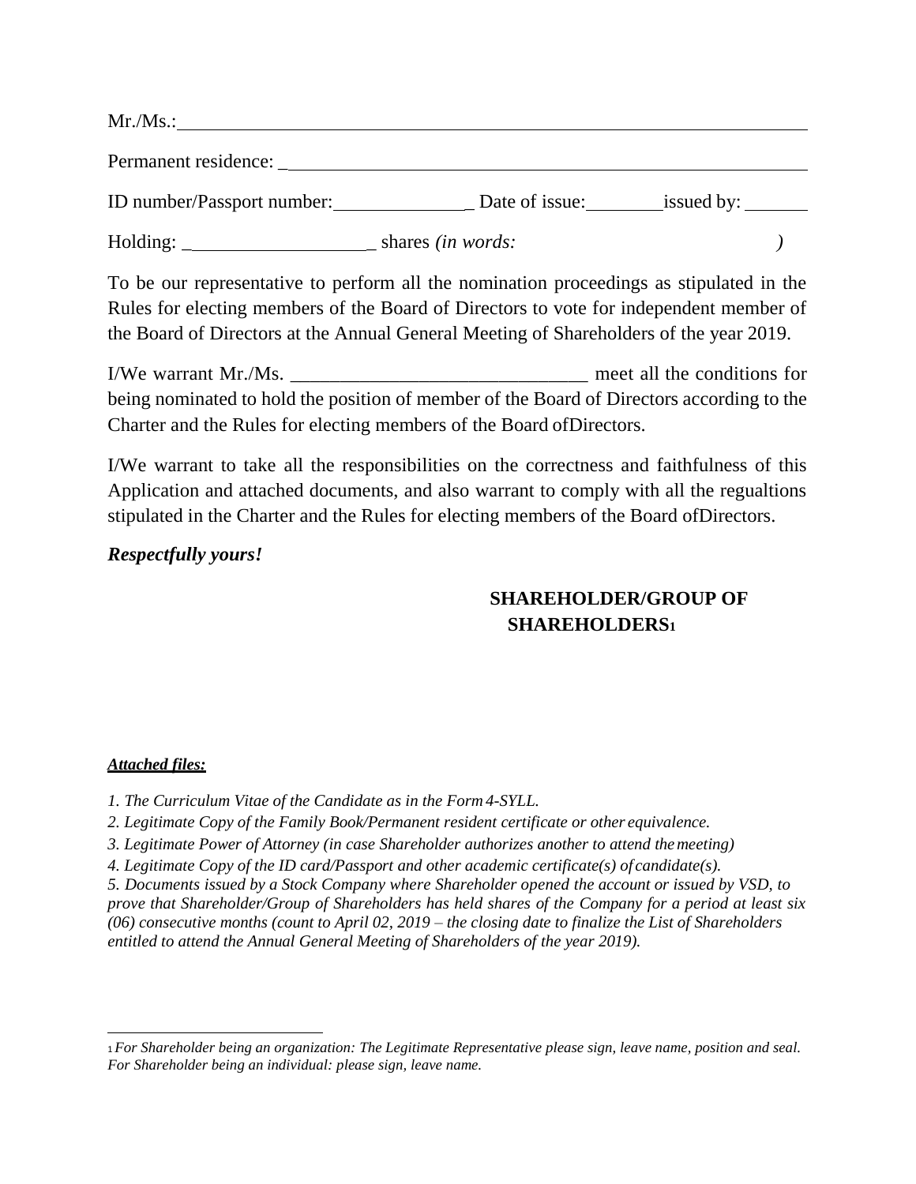Mr./Ms.:_______________________________________________________________

Permanent residence: ___________________________________________________

ID number/Passport number:_______________ Date of issue:_________issued by: _______

Holding: ____________________ shares *(in words:* *)*

To be our representative to perform all the nomination proceedings as stipulated in the Rules for electing members of the Board of Directors to vote for independent member of the Board of Directors at the Annual General Meeting of Shareholders of the year 2019.

I/We warrant Mr./Ms. _______________________________ meet all the conditions for being nominated to hold the position of member of the Board of Directors according to the Charter and the Rules for electing members of the Board ofDirectors.

I/We warrant to take all the responsibilities on the correctness and faithfulness of this Application and attached documents, and also warrant to comply with all the regualtions stipulated in the Charter and the Rules for electing members of the Board ofDirectors.

***Respectfully yours!***

**SHAREHOLDER/GROUP OF SHAREHOLDERS**[1]

***Attached files:***

*1. The Curriculum Vitae of the Candidate as in the Form 4-SYLL.*

*2. Legitimate Copy of the Family Book/Permanent resident certificate or other equivalence.*

*3. Legitimate Power of Attorney (in case Shareholder authorizes another to attend the meeting)*

*4. Legitimate Copy of the ID card/Passport and other academic certificate(s) of candidate(s).*

*5. Documents issued by a Stock Company where Shareholder opened the account or issued by VSD, to prove that Shareholder/Group of Shareholders has held shares of the Company for a period at least six (06) consecutive months (count to April 02, 2019 – the closing date to finalize the List of Shareholders entitled to attend the Annual General Meeting of Shareholders of the year 2019).*

---

[1] *For Shareholder being an organization: The Legitimate Representative please sign, leave name, position and seal. For Shareholder being an individual: please sign, leave name.*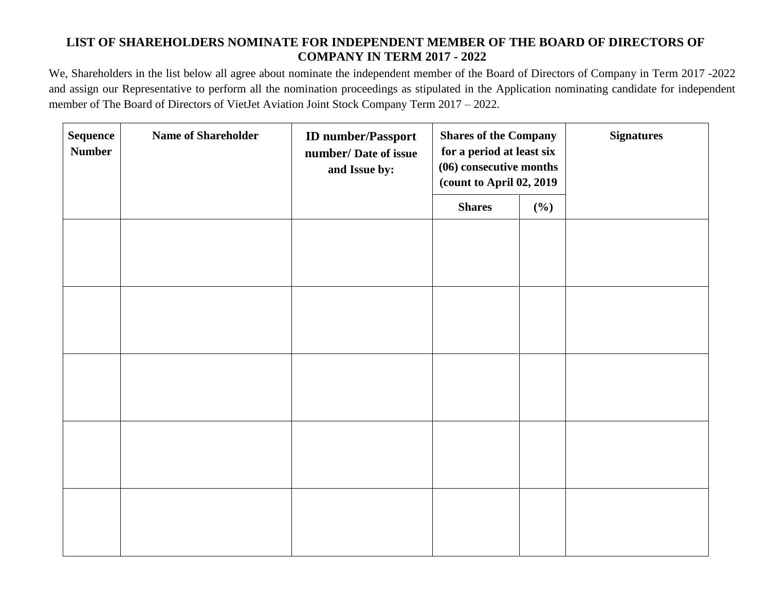# LIST OF SHAREHOLDERS NOMINATE FOR INDEPENDENT MEMBER OF THE BOARD OF DIRECTORS OF COMPANY IN TERM 2017 - 2022

We, Shareholders in the list below all agree about nominate the independent member of the Board of Directors of Company in Term 2017 -2022 and assign our Representative to perform all the nomination proceedings as stipulated in the Application nominating candidate for independent member of The Board of Directors of VietJet Aviation Joint Stock Company Term 2017 – 2022.

| Sequence Number | Name of Shareholder | ID number/Passport number/ Date of issue and Issue by: | Shares of the Company for a period at least six (06) consecutive months (count to April 02, 2019 | | Signatures |
|---|---|---|---|---|---|
| | | | Shares | (%) | |
| | | | | | |
| | | | | | |
| | | | | | |
| | | | | | |
| | | | | | |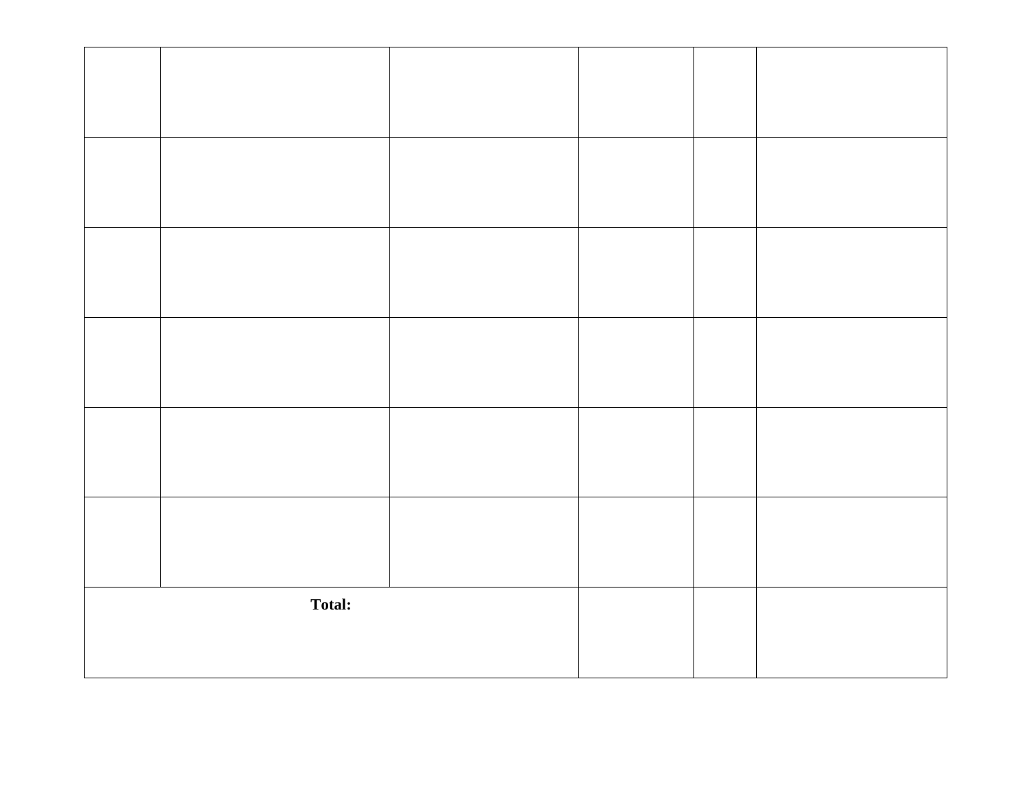| | | | | | |
|---|---|---|---|---|---|
| | | | | | |
| | | | | | |
| | | | | | |
| | | | | | |
| | | | | | |
| | | | | | |
| **Total:** | | | | | |